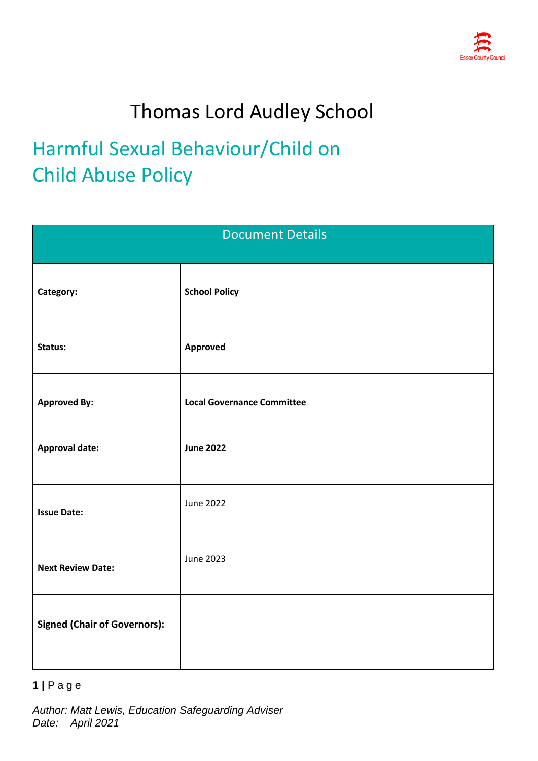# Thomas Lord Audley School

## Harmful Sexual Behaviour/Child on Child Abuse Policy

| Document Details | |
|---|---|
| **Category:** | **School Policy** |
| **Status:** | **Approved** |
| **Approved By:** | **Local Governance Committee** |
| **Approval date:** | **June 2022** |
| **Issue Date:** | June 2022 |
| **Next Review Date:** | June 2023 |
| **Signed (Chair of Governors):** | |

*Author: Matt Lewis, Education Safeguarding Adviser*
*Date: April 2021*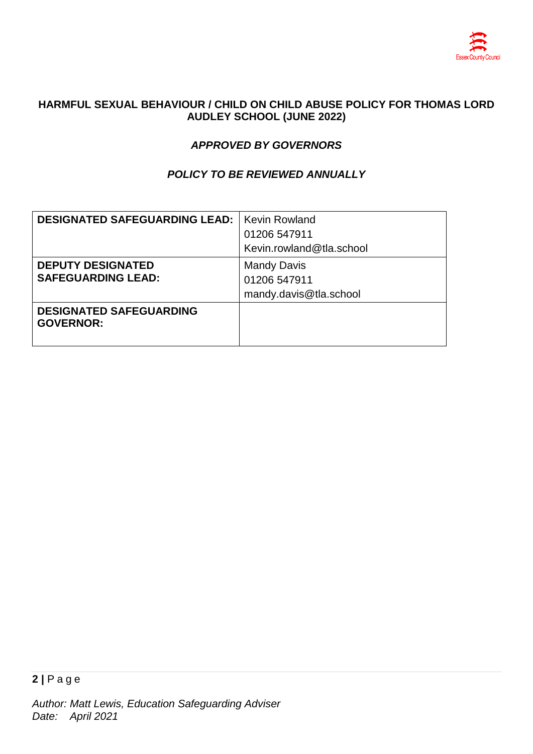**HARMFUL SEXUAL BEHAVIOUR / CHILD ON CHILD ABUSE POLICY FOR THOMAS LORD AUDLEY SCHOOL (JUNE 2022)**

***APPROVED BY GOVERNORS***

***POLICY TO BE REVIEWED ANNUALLY***

| | |
|---|---|
| **DESIGNATED SAFEGUARDING LEAD:** | Kevin Rowland<br>01206 547911<br>Kevin.rowland@tla.school |
| **DEPUTY DESIGNATED SAFEGUARDING LEAD:** | Mandy Davis<br>01206 547911<br>mandy.davis@tla.school |
| **DESIGNATED SAFEGUARDING GOVERNOR:** | |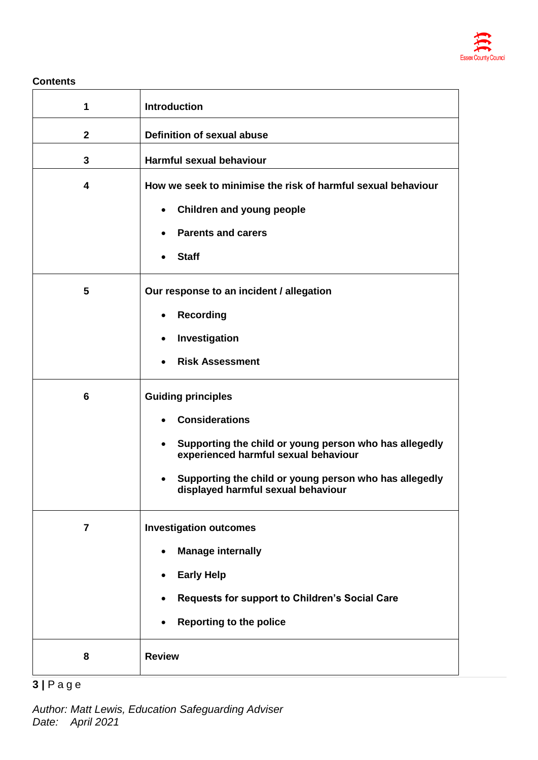**Contents**

| | |
|---|---|
| 1 | **Introduction** |
| 2 | **Definition of sexual abuse** |
| 3 | **Harmful sexual behaviour** |
| 4 | **How we seek to minimise the risk of harmful sexual behaviour**<br>• Children and young people<br>• Parents and carers<br>• Staff |
| 5 | **Our response to an incident / allegation**<br>• Recording<br>• Investigation<br>• Risk Assessment |
| 6 | **Guiding principles**<br>• Considerations<br>• Supporting the child or young person who has allegedly experienced harmful sexual behaviour<br>• Supporting the child or young person who has allegedly displayed harmful sexual behaviour |
| 7 | **Investigation outcomes**<br>• Manage internally<br>• Early Help<br>• Requests for support to Children's Social Care<br>• Reporting to the police |
| 8 | **Review** |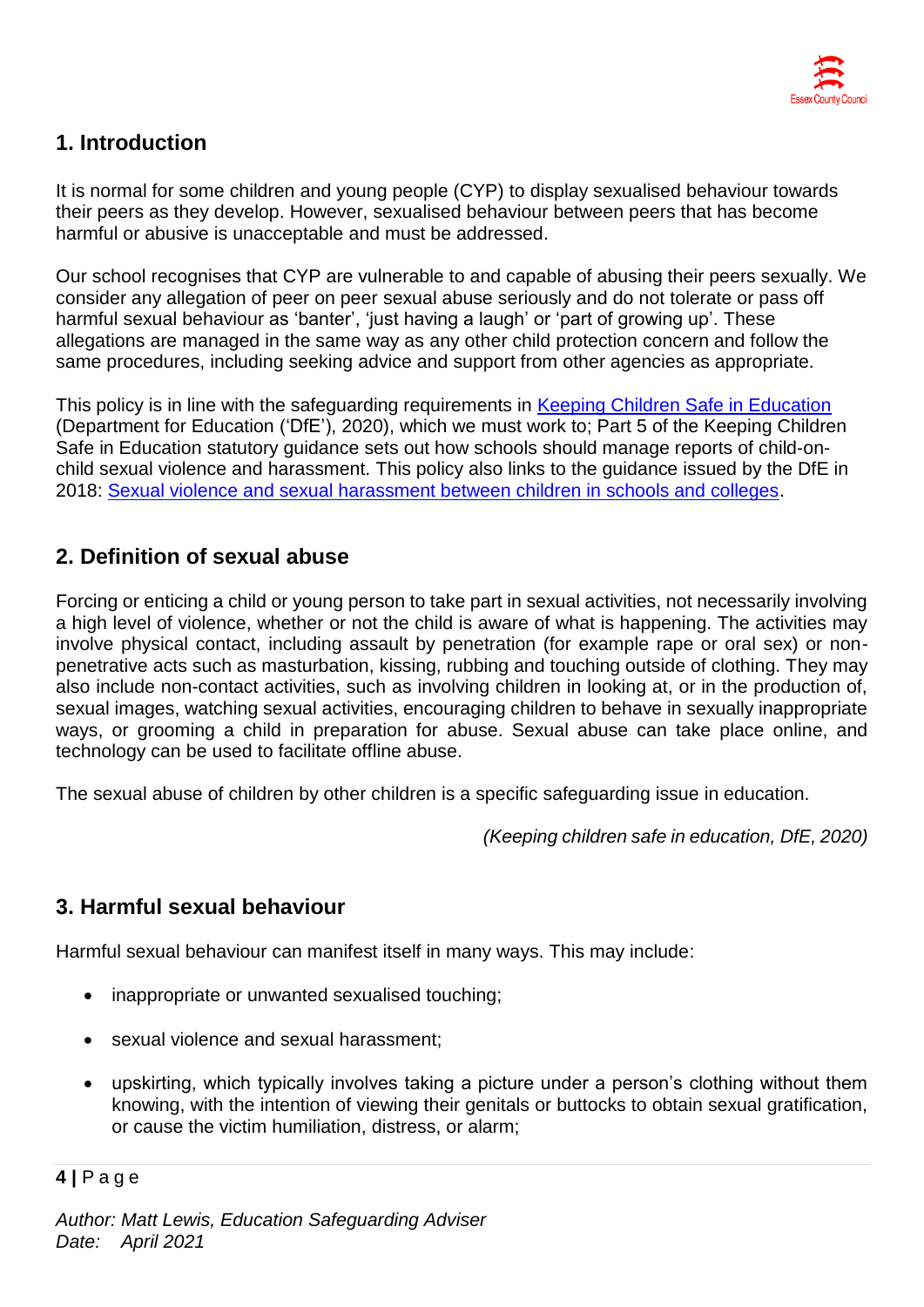## 1. Introduction

It is normal for some children and young people (CYP) to display sexualised behaviour towards their peers as they develop. However, sexualised behaviour between peers that has become harmful or abusive is unacceptable and must be addressed.

Our school recognises that CYP are vulnerable to and capable of abusing their peers sexually. We consider any allegation of peer on peer sexual abuse seriously and do not tolerate or pass off harmful sexual behaviour as 'banter', 'just having a laugh' or 'part of growing up'. These allegations are managed in the same way as any other child protection concern and follow the same procedures, including seeking advice and support from other agencies as appropriate.

This policy is in line with the safeguarding requirements in [Keeping Children Safe in Education](#) (Department for Education ('DfE'), 2020), which we must work to; Part 5 of the Keeping Children Safe in Education statutory guidance sets out how schools should manage reports of child-on-child sexual violence and harassment. This policy also links to the guidance issued by the DfE in 2018: [Sexual violence and sexual harassment between children in schools and colleges](#).

## 2. Definition of sexual abuse

Forcing or enticing a child or young person to take part in sexual activities, not necessarily involving a high level of violence, whether or not the child is aware of what is happening. The activities may involve physical contact, including assault by penetration (for example rape or oral sex) or non-penetrative acts such as masturbation, kissing, rubbing and touching outside of clothing. They may also include non-contact activities, such as involving children in looking at, or in the production of, sexual images, watching sexual activities, encouraging children to behave in sexually inappropriate ways, or grooming a child in preparation for abuse. Sexual abuse can take place online, and technology can be used to facilitate offline abuse.

The sexual abuse of children by other children is a specific safeguarding issue in education.

*(Keeping children safe in education, DfE, 2020)*

## 3. Harmful sexual behaviour

Harmful sexual behaviour can manifest itself in many ways. This may include:

- inappropriate or unwanted sexualised touching;
- sexual violence and sexual harassment;
- upskirting, which typically involves taking a picture under a person's clothing without them knowing, with the intention of viewing their genitals or buttocks to obtain sexual gratification, or cause the victim humiliation, distress, or alarm;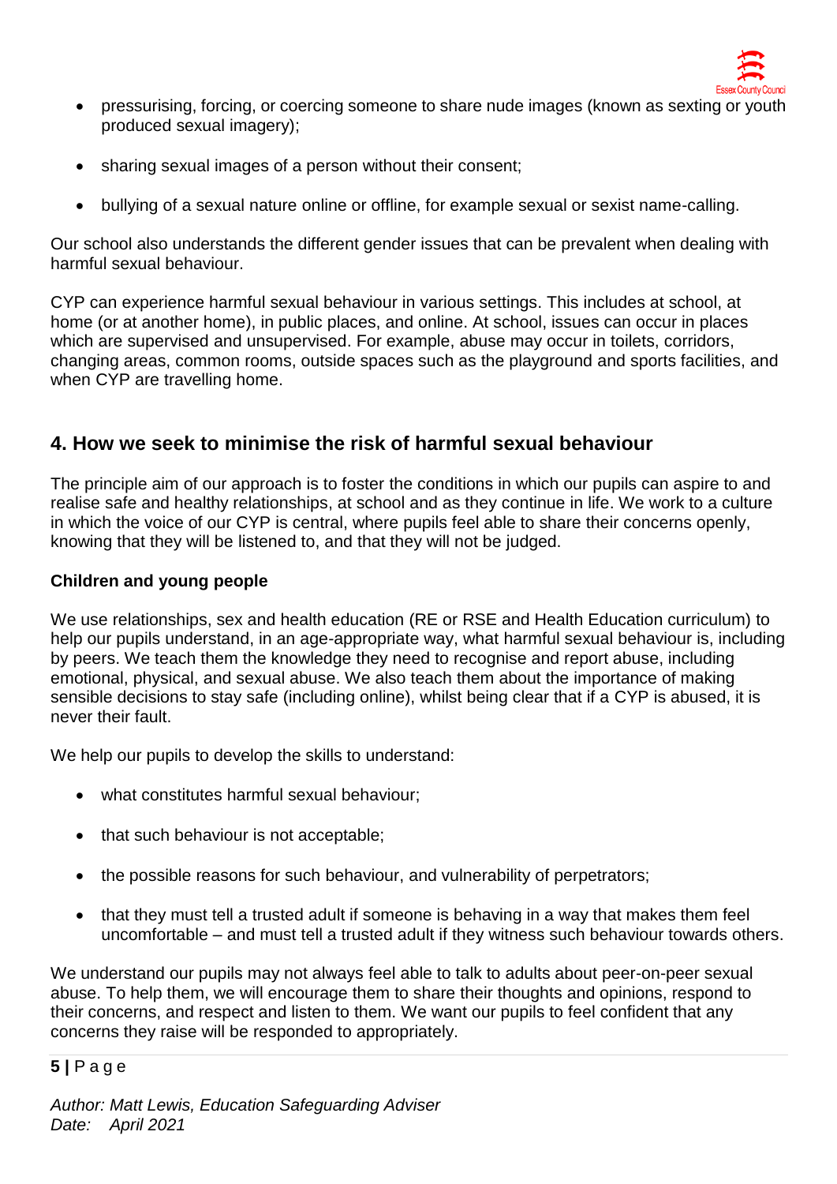- pressurising, forcing, or coercing someone to share nude images (known as sexting or youth produced sexual imagery);
- sharing sexual images of a person without their consent;
- bullying of a sexual nature online or offline, for example sexual or sexist name-calling.

Our school also understands the different gender issues that can be prevalent when dealing with harmful sexual behaviour.

CYP can experience harmful sexual behaviour in various settings. This includes at school, at home (or at another home), in public places, and online. At school, issues can occur in places which are supervised and unsupervised. For example, abuse may occur in toilets, corridors, changing areas, common rooms, outside spaces such as the playground and sports facilities, and when CYP are travelling home.

## 4. How we seek to minimise the risk of harmful sexual behaviour

The principle aim of our approach is to foster the conditions in which our pupils can aspire to and realise safe and healthy relationships, at school and as they continue in life. We work to a culture in which the voice of our CYP is central, where pupils feel able to share their concerns openly, knowing that they will be listened to, and that they will not be judged.

**Children and young people**

We use relationships, sex and health education (RE or RSE and Health Education curriculum) to help our pupils understand, in an age-appropriate way, what harmful sexual behaviour is, including by peers. We teach them the knowledge they need to recognise and report abuse, including emotional, physical, and sexual abuse. We also teach them about the importance of making sensible decisions to stay safe (including online), whilst being clear that if a CYP is abused, it is never their fault.

We help our pupils to develop the skills to understand:

- what constitutes harmful sexual behaviour;
- that such behaviour is not acceptable;
- the possible reasons for such behaviour, and vulnerability of perpetrators;
- that they must tell a trusted adult if someone is behaving in a way that makes them feel uncomfortable – and must tell a trusted adult if they witness such behaviour towards others.

We understand our pupils may not always feel able to talk to adults about peer-on-peer sexual abuse. To help them, we will encourage them to share their thoughts and opinions, respond to their concerns, and respect and listen to them. We want our pupils to feel confident that any concerns they raise will be responded to appropriately.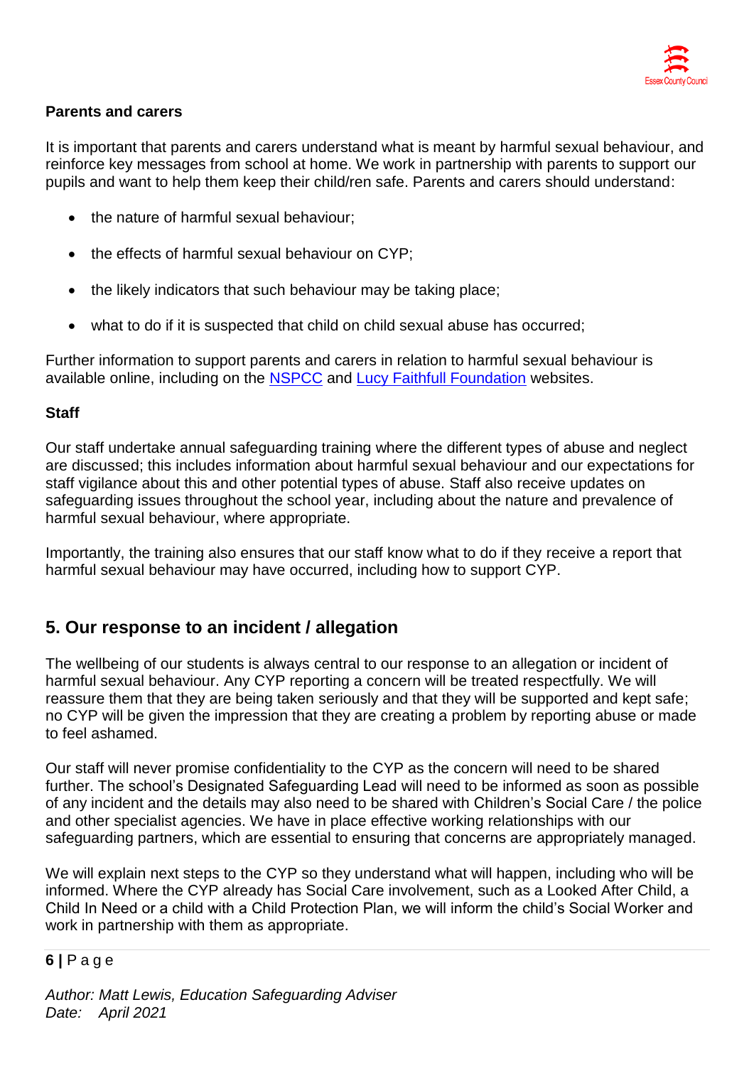**Parents and carers**

It is important that parents and carers understand what is meant by harmful sexual behaviour, and reinforce key messages from school at home. We work in partnership with parents to support our pupils and want to help them keep their child/ren safe. Parents and carers should understand:

- the nature of harmful sexual behaviour;
- the effects of harmful sexual behaviour on CYP;
- the likely indicators that such behaviour may be taking place;
- what to do if it is suspected that child on child sexual abuse has occurred;

Further information to support parents and carers in relation to harmful sexual behaviour is available online, including on the NSPCC and Lucy Faithfull Foundation websites.

**Staff**

Our staff undertake annual safeguarding training where the different types of abuse and neglect are discussed; this includes information about harmful sexual behaviour and our expectations for staff vigilance about this and other potential types of abuse. Staff also receive updates on safeguarding issues throughout the school year, including about the nature and prevalence of harmful sexual behaviour, where appropriate.

Importantly, the training also ensures that our staff know what to do if they receive a report that harmful sexual behaviour may have occurred, including how to support CYP.

## 5. Our response to an incident / allegation

The wellbeing of our students is always central to our response to an allegation or incident of harmful sexual behaviour. Any CYP reporting a concern will be treated respectfully. We will reassure them that they are being taken seriously and that they will be supported and kept safe; no CYP will be given the impression that they are creating a problem by reporting abuse or made to feel ashamed.

Our staff will never promise confidentiality to the CYP as the concern will need to be shared further. The school's Designated Safeguarding Lead will need to be informed as soon as possible of any incident and the details may also need to be shared with Children's Social Care / the police and other specialist agencies. We have in place effective working relationships with our safeguarding partners, which are essential to ensuring that concerns are appropriately managed.

We will explain next steps to the CYP so they understand what will happen, including who will be informed. Where the CYP already has Social Care involvement, such as a Looked After Child, a Child In Need or a child with a Child Protection Plan, we will inform the child's Social Worker and work in partnership with them as appropriate.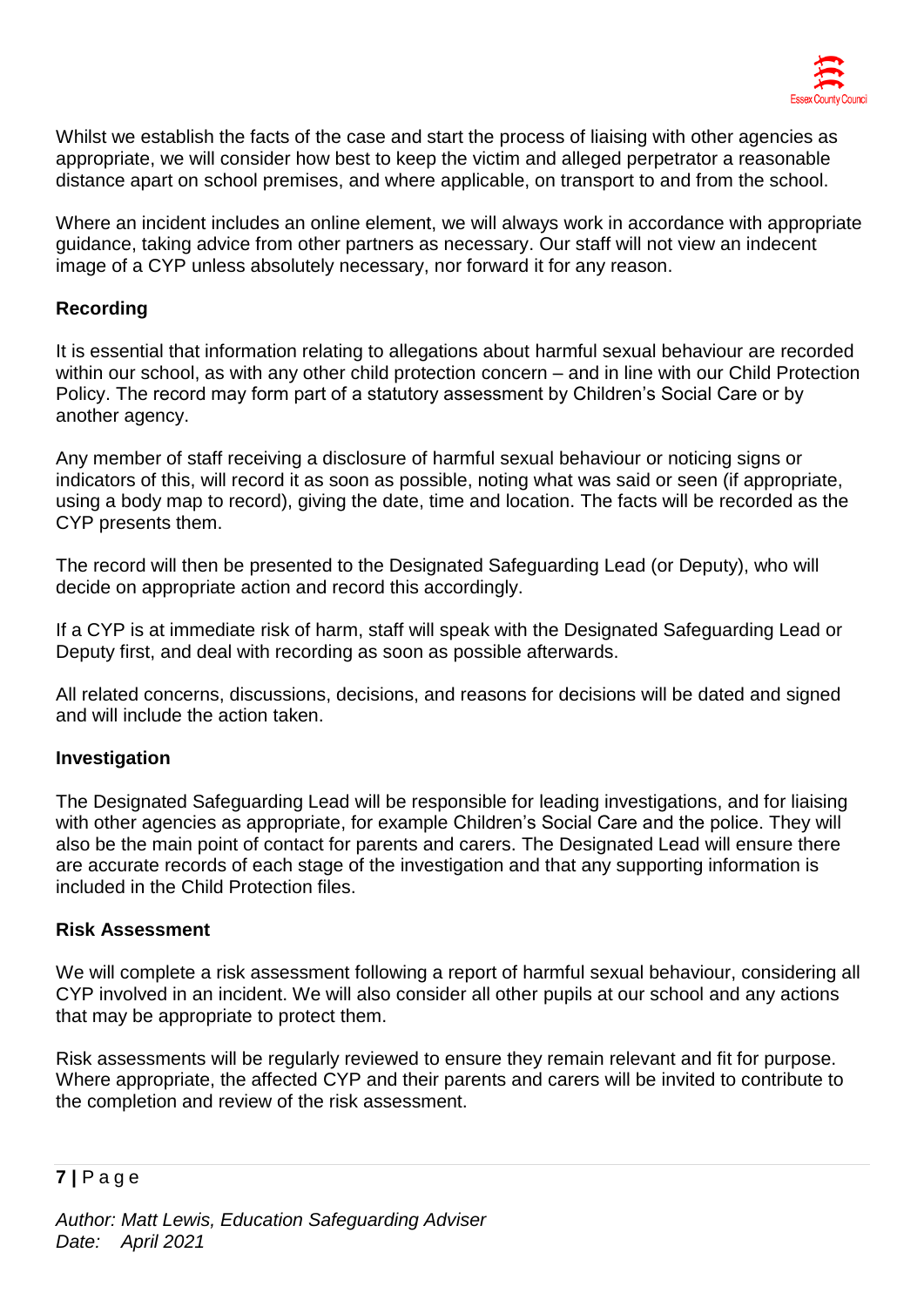Whilst we establish the facts of the case and start the process of liaising with other agencies as appropriate, we will consider how best to keep the victim and alleged perpetrator a reasonable distance apart on school premises, and where applicable, on transport to and from the school.

Where an incident includes an online element, we will always work in accordance with appropriate guidance, taking advice from other partners as necessary. Our staff will not view an indecent image of a CYP unless absolutely necessary, nor forward it for any reason.

**Recording**

It is essential that information relating to allegations about harmful sexual behaviour are recorded within our school, as with any other child protection concern – and in line with our Child Protection Policy. The record may form part of a statutory assessment by Children's Social Care or by another agency.

Any member of staff receiving a disclosure of harmful sexual behaviour or noticing signs or indicators of this, will record it as soon as possible, noting what was said or seen (if appropriate, using a body map to record), giving the date, time and location. The facts will be recorded as the CYP presents them.

The record will then be presented to the Designated Safeguarding Lead (or Deputy), who will decide on appropriate action and record this accordingly.

If a CYP is at immediate risk of harm, staff will speak with the Designated Safeguarding Lead or Deputy first, and deal with recording as soon as possible afterwards.

All related concerns, discussions, decisions, and reasons for decisions will be dated and signed and will include the action taken.

**Investigation**

The Designated Safeguarding Lead will be responsible for leading investigations, and for liaising with other agencies as appropriate, for example Children's Social Care and the police. They will also be the main point of contact for parents and carers. The Designated Lead will ensure there are accurate records of each stage of the investigation and that any supporting information is included in the Child Protection files.

**Risk Assessment**

We will complete a risk assessment following a report of harmful sexual behaviour, considering all CYP involved in an incident. We will also consider all other pupils at our school and any actions that may be appropriate to protect them.

Risk assessments will be regularly reviewed to ensure they remain relevant and fit for purpose. Where appropriate, the affected CYP and their parents and carers will be invited to contribute to the completion and review of the risk assessment.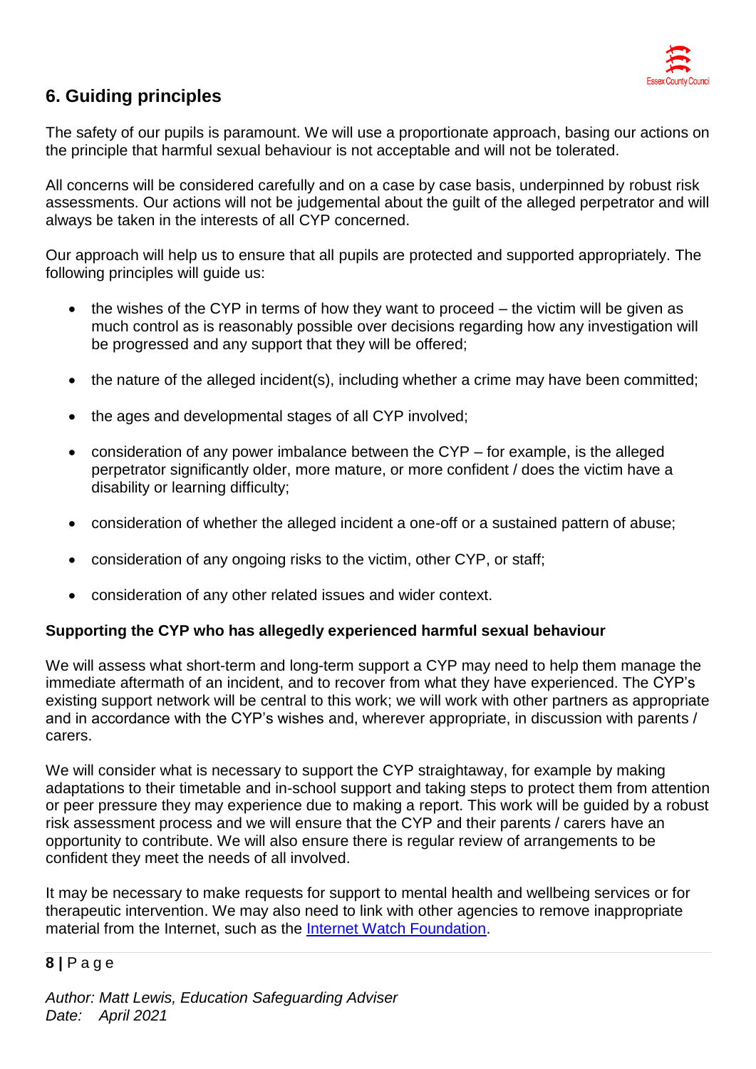## 6. Guiding principles

The safety of our pupils is paramount. We will use a proportionate approach, basing our actions on the principle that harmful sexual behaviour is not acceptable and will not be tolerated.

All concerns will be considered carefully and on a case by case basis, underpinned by robust risk assessments. Our actions will not be judgemental about the guilt of the alleged perpetrator and will always be taken in the interests of all CYP concerned.

Our approach will help us to ensure that all pupils are protected and supported appropriately. The following principles will guide us:

- the wishes of the CYP in terms of how they want to proceed – the victim will be given as much control as is reasonably possible over decisions regarding how any investigation will be progressed and any support that they will be offered;
- the nature of the alleged incident(s), including whether a crime may have been committed;
- the ages and developmental stages of all CYP involved;
- consideration of any power imbalance between the CYP – for example, is the alleged perpetrator significantly older, more mature, or more confident / does the victim have a disability or learning difficulty;
- consideration of whether the alleged incident a one-off or a sustained pattern of abuse;
- consideration of any ongoing risks to the victim, other CYP, or staff;
- consideration of any other related issues and wider context.

**Supporting the CYP who has allegedly experienced harmful sexual behaviour**

We will assess what short-term and long-term support a CYP may need to help them manage the immediate aftermath of an incident, and to recover from what they have experienced. The CYP's existing support network will be central to this work; we will work with other partners as appropriate and in accordance with the CYP's wishes and, wherever appropriate, in discussion with parents / carers.

We will consider what is necessary to support the CYP straightaway, for example by making adaptations to their timetable and in-school support and taking steps to protect them from attention or peer pressure they may experience due to making a report. This work will be guided by a robust risk assessment process and we will ensure that the CYP and their parents / carers have an opportunity to contribute. We will also ensure there is regular review of arrangements to be confident they meet the needs of all involved.

It may be necessary to make requests for support to mental health and wellbeing services or for therapeutic intervention. We may also need to link with other agencies to remove inappropriate material from the Internet, such as the Internet Watch Foundation.

*Author: Matt Lewis, Education Safeguarding Adviser*
*Date: April 2021*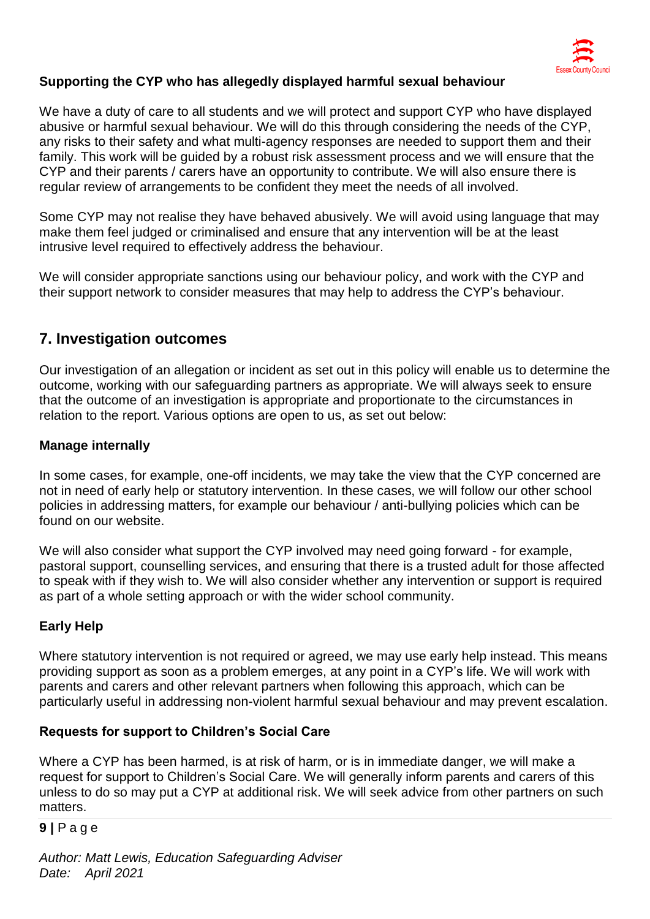**Supporting the CYP who has allegedly displayed harmful sexual behaviour**

We have a duty of care to all students and we will protect and support CYP who have displayed abusive or harmful sexual behaviour. We will do this through considering the needs of the CYP, any risks to their safety and what multi-agency responses are needed to support them and their family. This work will be guided by a robust risk assessment process and we will ensure that the CYP and their parents / carers have an opportunity to contribute. We will also ensure there is regular review of arrangements to be confident they meet the needs of all involved.

Some CYP may not realise they have behaved abusively. We will avoid using language that may make them feel judged or criminalised and ensure that any intervention will be at the least intrusive level required to effectively address the behaviour.

We will consider appropriate sanctions using our behaviour policy, and work with the CYP and their support network to consider measures that may help to address the CYP's behaviour.

## 7. Investigation outcomes

Our investigation of an allegation or incident as set out in this policy will enable us to determine the outcome, working with our safeguarding partners as appropriate. We will always seek to ensure that the outcome of an investigation is appropriate and proportionate to the circumstances in relation to the report. Various options are open to us, as set out below:

**Manage internally**

In some cases, for example, one-off incidents, we may take the view that the CYP concerned are not in need of early help or statutory intervention. In these cases, we will follow our other school policies in addressing matters, for example our behaviour / anti-bullying policies which can be found on our website.

We will also consider what support the CYP involved may need going forward - for example, pastoral support, counselling services, and ensuring that there is a trusted adult for those affected to speak with if they wish to. We will also consider whether any intervention or support is required as part of a whole setting approach or with the wider school community.

**Early Help**

Where statutory intervention is not required or agreed, we may use early help instead. This means providing support as soon as a problem emerges, at any point in a CYP's life. We will work with parents and carers and other relevant partners when following this approach, which can be particularly useful in addressing non-violent harmful sexual behaviour and may prevent escalation.

**Requests for support to Children's Social Care**

Where a CYP has been harmed, is at risk of harm, or is in immediate danger, we will make a request for support to Children's Social Care. We will generally inform parents and carers of this unless to do so may put a CYP at additional risk. We will seek advice from other partners on such matters.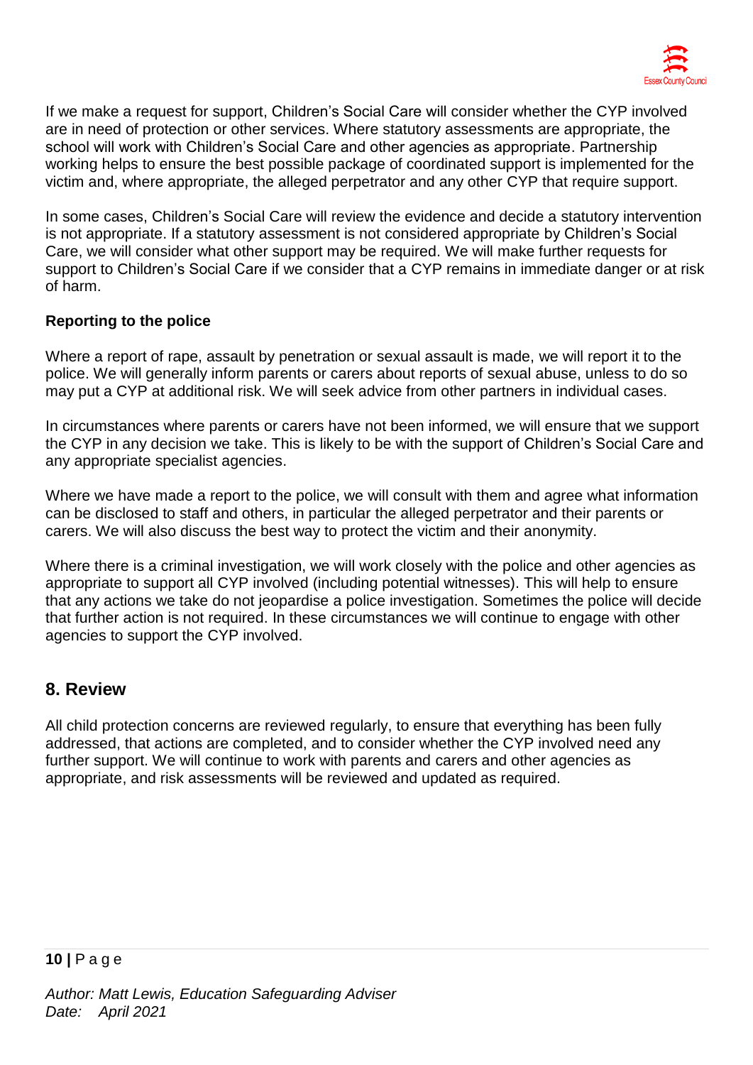If we make a request for support, Children's Social Care will consider whether the CYP involved are in need of protection or other services. Where statutory assessments are appropriate, the school will work with Children's Social Care and other agencies as appropriate. Partnership working helps to ensure the best possible package of coordinated support is implemented for the victim and, where appropriate, the alleged perpetrator and any other CYP that require support.

In some cases, Children's Social Care will review the evidence and decide a statutory intervention is not appropriate. If a statutory assessment is not considered appropriate by Children's Social Care, we will consider what other support may be required. We will make further requests for support to Children's Social Care if we consider that a CYP remains in immediate danger or at risk of harm.

**Reporting to the police**

Where a report of rape, assault by penetration or sexual assault is made, we will report it to the police. We will generally inform parents or carers about reports of sexual abuse, unless to do so may put a CYP at additional risk. We will seek advice from other partners in individual cases.

In circumstances where parents or carers have not been informed, we will ensure that we support the CYP in any decision we take. This is likely to be with the support of Children's Social Care and any appropriate specialist agencies.

Where we have made a report to the police, we will consult with them and agree what information can be disclosed to staff and others, in particular the alleged perpetrator and their parents or carers. We will also discuss the best way to protect the victim and their anonymity.

Where there is a criminal investigation, we will work closely with the police and other agencies as appropriate to support all CYP involved (including potential witnesses). This will help to ensure that any actions we take do not jeopardise a police investigation. Sometimes the police will decide that further action is not required. In these circumstances we will continue to engage with other agencies to support the CYP involved.

## 8. Review

All child protection concerns are reviewed regularly, to ensure that everything has been fully addressed, that actions are completed, and to consider whether the CYP involved need any further support. We will continue to work with parents and carers and other agencies as appropriate, and risk assessments will be reviewed and updated as required.